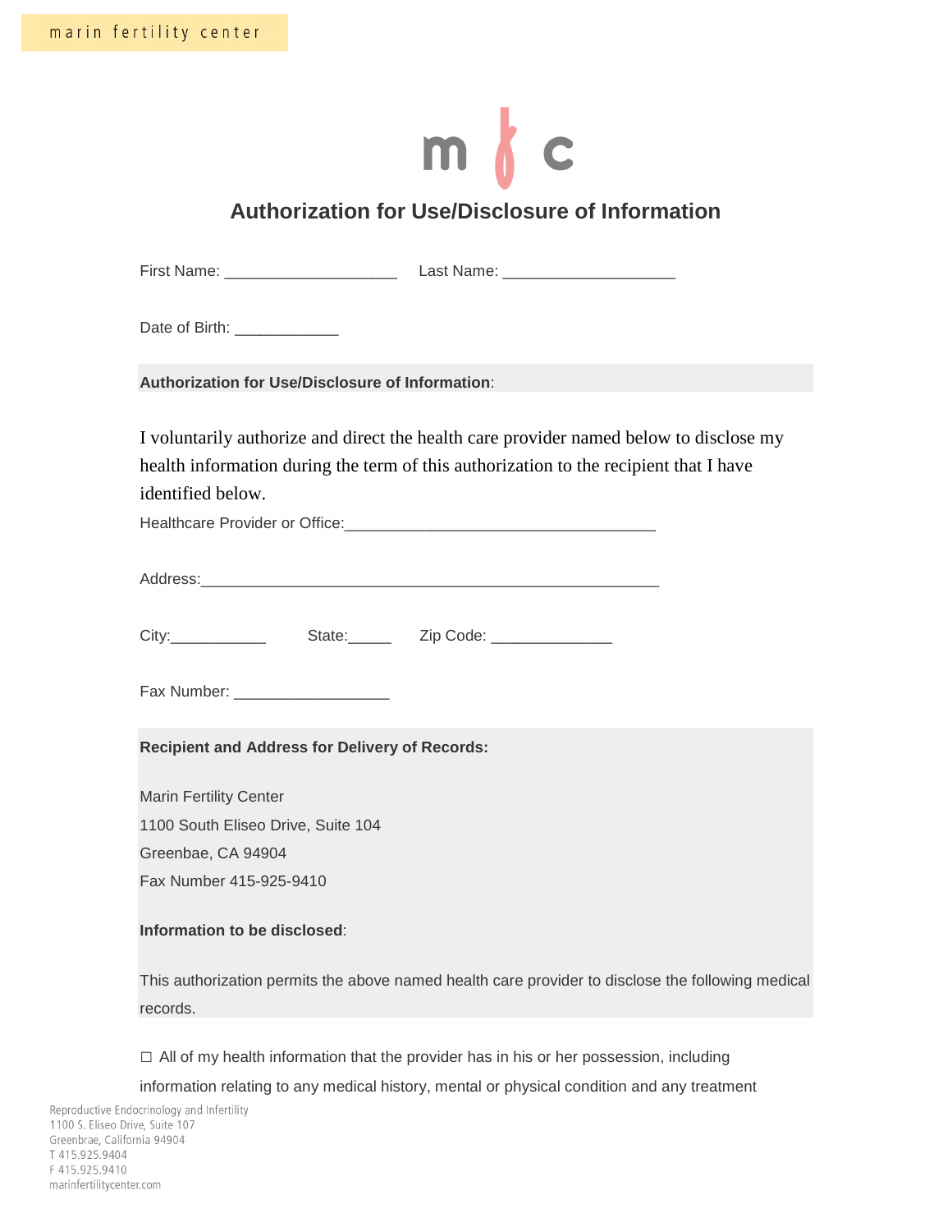marin fertility center

# Authorization for Use/Disclosure of Information

First Name: ____________________ Last Name: ____________________

Date of Birth: ____________

**Authorization for Use/Disclosure of Information**:

I voluntarily authorize and direct the health care provider named below to disclose my health information during the term of this authorization to the recipient that I have identified below.

Healthcare Provider or Office:___________________________________

Address:____________________________________________________

City:___________ State:_____ Zip Code: ______________

Fax Number: __________________

**Recipient and Address for Delivery of Records:**

Marin Fertility Center
1100 South Eliseo Drive, Suite 104
Greenbae, CA 94904
Fax Number 415-925-9410

**Information to be disclosed**:

This authorization permits the above named health care provider to disclose the following medical records.

☐ All of my health information that the provider has in his or her possession, including information relating to any medical history, mental or physical condition and any treatment

Reproductive Endocrinology and Infertility
1100 S. Eliseo Drive, Suite 107
Greenbrae, California 94904
T 415.925.9404
F 415.925.9410
marinfertilitycenter.com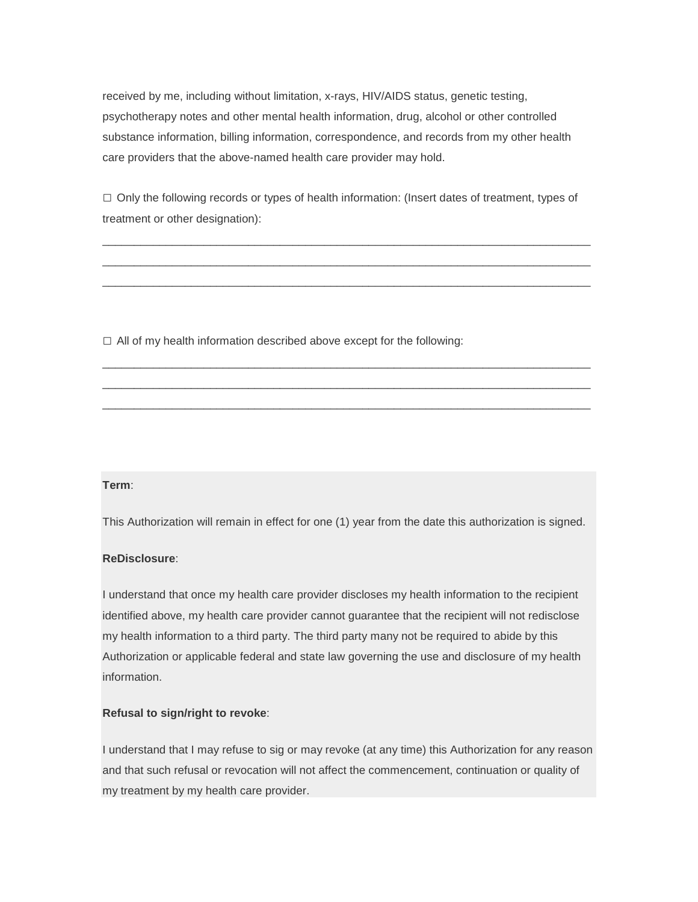received by me, including without limitation, x-rays, HIV/AIDS status, genetic testing, psychotherapy notes and other mental health information, drug, alcohol or other controlled substance information, billing information, correspondence, and records from my other health care providers that the above-named health care provider may hold.

☐ Only the following records or types of health information: (Insert dates of treatment, types of treatment or other designation):

______________________________________________________________________________
______________________________________________________________________________
______________________________________________________________________________

☐ All of my health information described above except for the following:

______________________________________________________________________________
______________________________________________________________________________
______________________________________________________________________________

**Term**:

This Authorization will remain in effect for one (1) year from the date this authorization is signed.

**ReDisclosure**:

I understand that once my health care provider discloses my health information to the recipient identified above, my health care provider cannot guarantee that the recipient will not redisclose my health information to a third party. The third party many not be required to abide by this Authorization or applicable federal and state law governing the use and disclosure of my health information.

**Refusal to sign/right to revoke**:

I understand that I may refuse to sig or may revoke (at any time) this Authorization for any reason and that such refusal or revocation will not affect the commencement, continuation or quality of my treatment by my health care provider.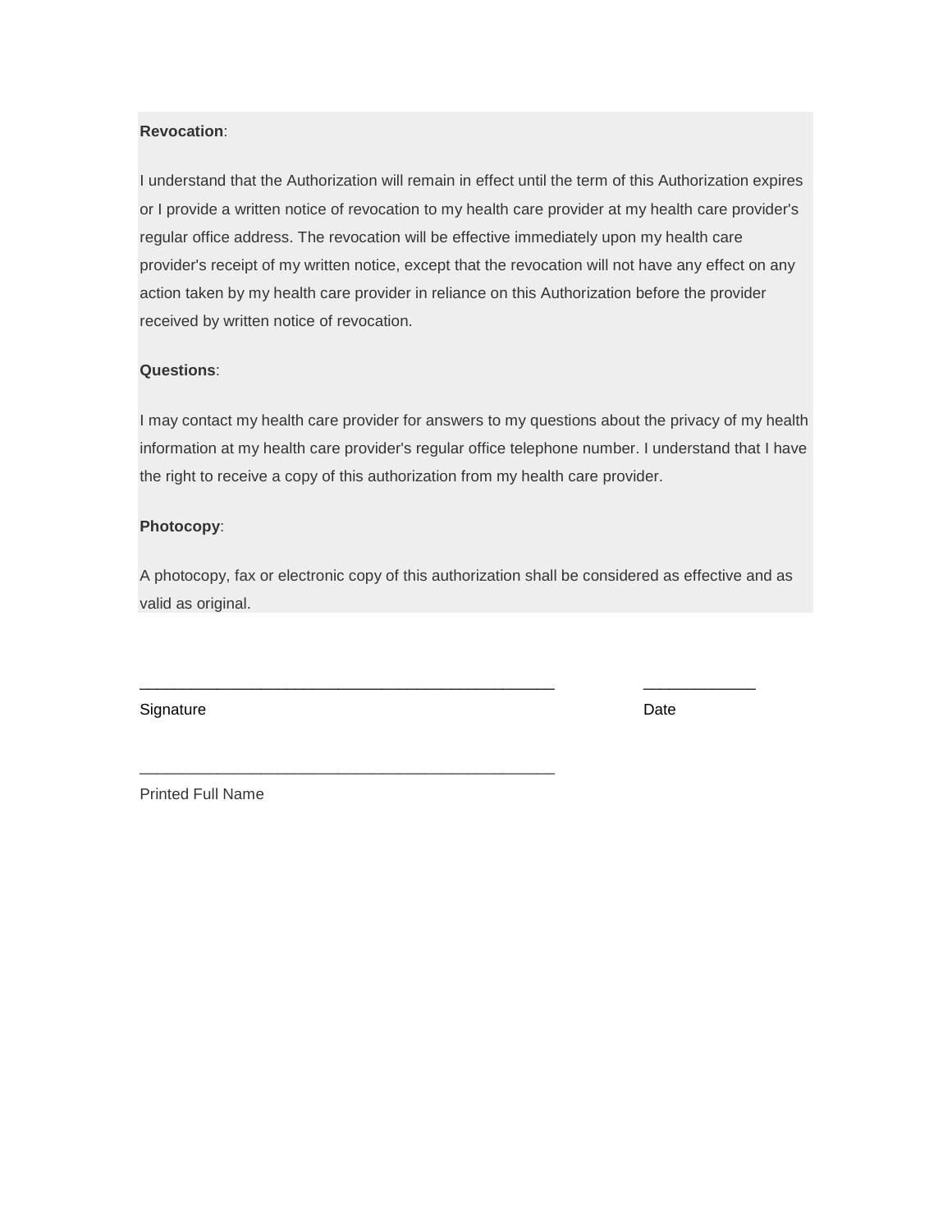**Revocation**:

I understand that the Authorization will remain in effect until the term of this Authorization expires or I provide a written notice of revocation to my health care provider at my health care provider's regular office address. The revocation will be effective immediately upon my health care provider's receipt of my written notice, except that the revocation will not have any effect on any action taken by my health care provider in reliance on this Authorization before the provider received by written notice of revocation.

**Questions**:

I may contact my health care provider for answers to my questions about the privacy of my health information at my health care provider's regular office telephone number. I understand that I have the right to receive a copy of this authorization from my health care provider.

**Photocopy**:

A photocopy, fax or electronic copy of this authorization shall be considered as effective and as valid as original.

\_\_\_\_\_\_\_\_\_\_\_\_\_\_\_\_\_\_\_\_\_\_\_\_\_\_\_\_\_\_\_\_\_\_\_\_\_\_\_\_\_\_\_\_\_\_\_\_ &nbsp;&nbsp;&nbsp;&nbsp;&nbsp;&nbsp;&nbsp;&nbsp; \_\_\_\_\_\_\_\_\_\_\_\_\_

Signature &nbsp;&nbsp;&nbsp;&nbsp;&nbsp;&nbsp;&nbsp;&nbsp;&nbsp;&nbsp;&nbsp;&nbsp;&nbsp;&nbsp;&nbsp;&nbsp;&nbsp;&nbsp;&nbsp;&nbsp;&nbsp;&nbsp;&nbsp;&nbsp;&nbsp;&nbsp;&nbsp;&nbsp;&nbsp;&nbsp;&nbsp;&nbsp;&nbsp;&nbsp;&nbsp;&nbsp;&nbsp;&nbsp;&nbsp;&nbsp;&nbsp;&nbsp;&nbsp;&nbsp;&nbsp;&nbsp;&nbsp;&nbsp;&nbsp;&nbsp; Date

\_\_\_\_\_\_\_\_\_\_\_\_\_\_\_\_\_\_\_\_\_\_\_\_\_\_\_\_\_\_\_\_\_\_\_\_\_\_\_\_\_\_\_\_\_\_\_\_

Printed Full Name